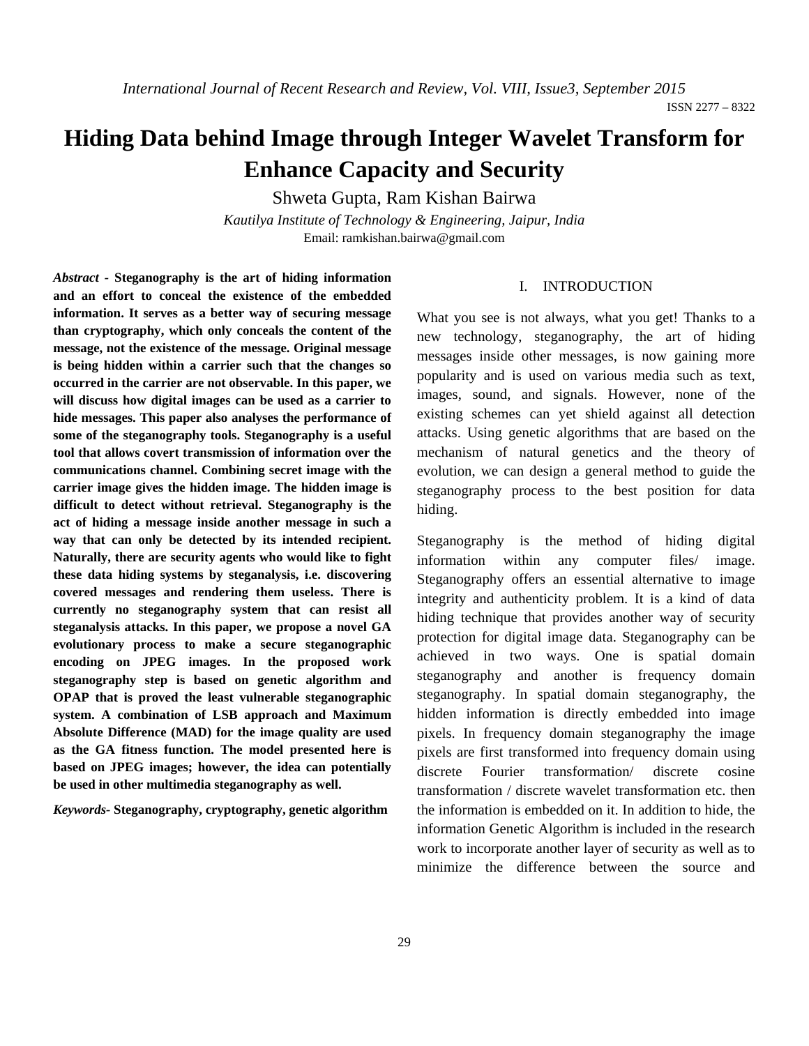# Hiding Data behind Image through Integer Wavelet Transform for Enhance Capacity and Security

Shweta Gupta, Ram Kishan Bairwa

*Kautilya Institute of Technology & Engineering, Jaipur, India*

Email: ramkishan.bairwa@gmail.com

***Abstract* - Steganography is the art of hiding information and an effort to conceal the existence of the embedded information. It serves as a better way of securing message than cryptography, which only conceals the content of the message, not the existence of the message. Original message is being hidden within a carrier such that the changes so occurred in the carrier are not observable. In this paper, we will discuss how digital images can be used as a carrier to hide messages. This paper also analyses the performance of some of the steganography tools. Steganography is a useful tool that allows covert transmission of information over the communications channel. Combining secret image with the carrier image gives the hidden image. The hidden image is difficult to detect without retrieval. Steganography is the act of hiding a message inside another message in such a way that can only be detected by its intended recipient. Naturally, there are security agents who would like to fight these data hiding systems by steganalysis, i.e. discovering covered messages and rendering them useless. There is currently no steganography system that can resist all steganalysis attacks. In this paper, we propose a novel GA evolutionary process to make a secure steganographic encoding on JPEG images. In the proposed work steganography step is based on genetic algorithm and OPAP that is proved the least vulnerable steganographic system. A combination of LSB approach and Maximum Absolute Difference (MAD) for the image quality are used as the GA fitness function. The model presented here is based on JPEG images; however, the idea can potentially be used in other multimedia steganography as well.**

***Keywords*- Steganography, cryptography, genetic algorithm**

## I. INTRODUCTION

What you see is not always, what you get! Thanks to a new technology, steganography, the art of hiding messages inside other messages, is now gaining more popularity and is used on various media such as text, images, sound, and signals. However, none of the existing schemes can yet shield against all detection attacks. Using genetic algorithms that are based on the mechanism of natural genetics and the theory of evolution, we can design a general method to guide the steganography process to the best position for data hiding.

Steganography is the method of hiding digital information within any computer files/ image. Steganography offers an essential alternative to image integrity and authenticity problem. It is a kind of data hiding technique that provides another way of security protection for digital image data. Steganography can be achieved in two ways. One is spatial domain steganography and another is frequency domain steganography. In spatial domain steganography, the hidden information is directly embedded into image pixels. In frequency domain steganography the image pixels are first transformed into frequency domain using discrete Fourier transformation/ discrete cosine transformation / discrete wavelet transformation etc. then the information is embedded on it. In addition to hide, the information Genetic Algorithm is included in the research work to incorporate another layer of security as well as to minimize the difference between the source and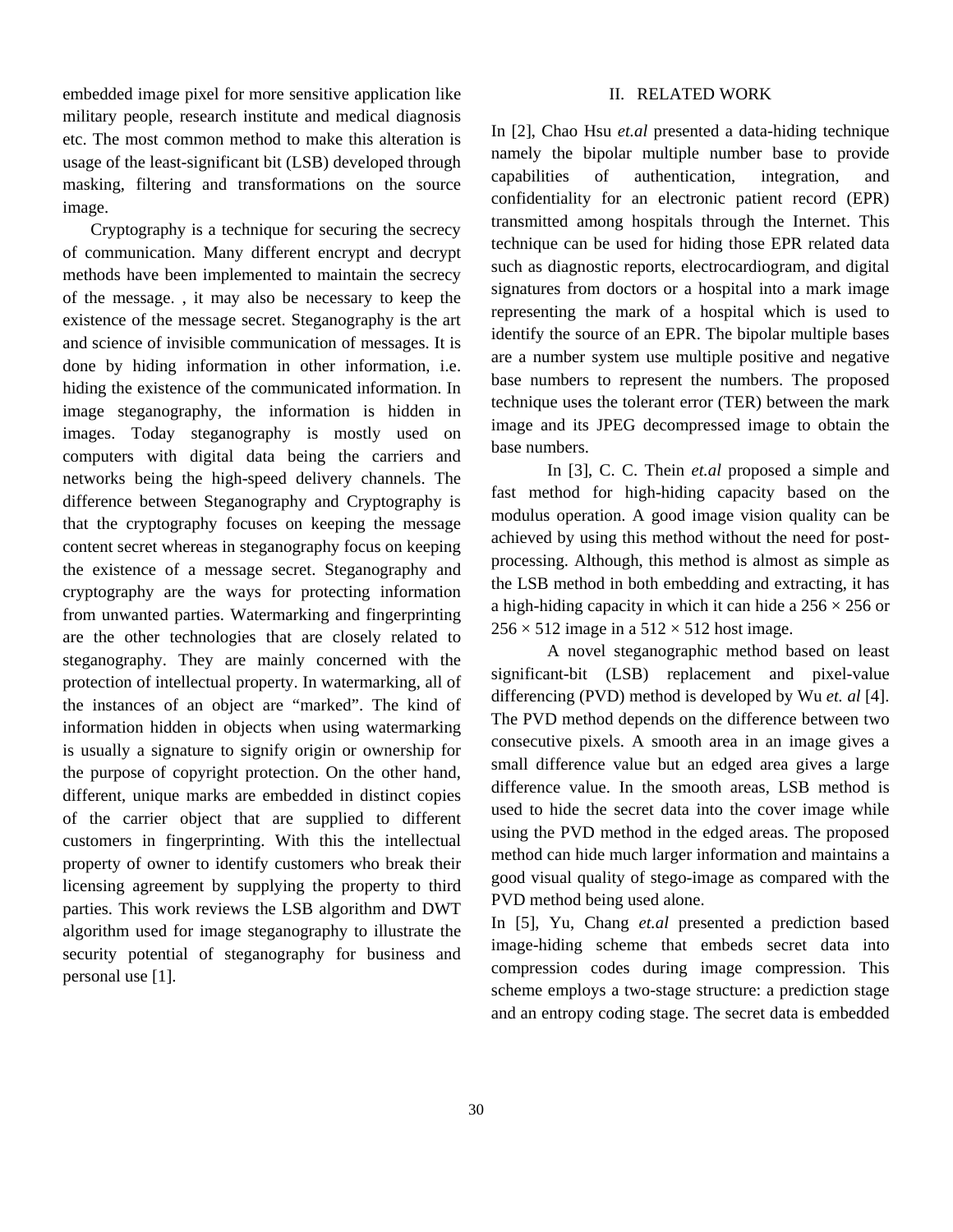embedded image pixel for more sensitive application like military people, research institute and medical diagnosis etc. The most common method to make this alteration is usage of the least-significant bit (LSB) developed through masking, filtering and transformations on the source image.

Cryptography is a technique for securing the secrecy of communication. Many different encrypt and decrypt methods have been implemented to maintain the secrecy of the message. , it may also be necessary to keep the existence of the message secret. Steganography is the art and science of invisible communication of messages. It is done by hiding information in other information, i.e. hiding the existence of the communicated information. In image steganography, the information is hidden in images. Today steganography is mostly used on computers with digital data being the carriers and networks being the high-speed delivery channels. The difference between Steganography and Cryptography is that the cryptography focuses on keeping the message content secret whereas in steganography focus on keeping the existence of a message secret. Steganography and cryptography are the ways for protecting information from unwanted parties. Watermarking and fingerprinting are the other technologies that are closely related to steganography. They are mainly concerned with the protection of intellectual property. In watermarking, all of the instances of an object are "marked". The kind of information hidden in objects when using watermarking is usually a signature to signify origin or ownership for the purpose of copyright protection. On the other hand, different, unique marks are embedded in distinct copies of the carrier object that are supplied to different customers in fingerprinting. With this the intellectual property of owner to identify customers who break their licensing agreement by supplying the property to third parties. This work reviews the LSB algorithm and DWT algorithm used for image steganography to illustrate the security potential of steganography for business and personal use [1].

## II. RELATED WORK

In [2], Chao Hsu *et.al* presented a data-hiding technique namely the bipolar multiple number base to provide capabilities of authentication, integration, and confidentiality for an electronic patient record (EPR) transmitted among hospitals through the Internet. This technique can be used for hiding those EPR related data such as diagnostic reports, electrocardiogram, and digital signatures from doctors or a hospital into a mark image representing the mark of a hospital which is used to identify the source of an EPR. The bipolar multiple bases are a number system use multiple positive and negative base numbers to represent the numbers. The proposed technique uses the tolerant error (TER) between the mark image and its JPEG decompressed image to obtain the base numbers.

In [3], C. C. Thein *et.al* proposed a simple and fast method for high-hiding capacity based on the modulus operation. A good image vision quality can be achieved by using this method without the need for post-processing. Although, this method is almost as simple as the LSB method in both embedding and extracting, it has a high-hiding capacity in which it can hide a $256 \times 256$ or $256 \times 512$ image in a $512 \times 512$ host image.

A novel steganographic method based on least significant-bit (LSB) replacement and pixel-value differencing (PVD) method is developed by Wu *et. al* [4]. The PVD method depends on the difference between two consecutive pixels. A smooth area in an image gives a small difference value but an edged area gives a large difference value. In the smooth areas, LSB method is used to hide the secret data into the cover image while using the PVD method in the edged areas. The proposed method can hide much larger information and maintains a good visual quality of stego-image as compared with the PVD method being used alone.

In [5], Yu, Chang *et.al* presented a prediction based image-hiding scheme that embeds secret data into compression codes during image compression. This scheme employs a two-stage structure: a prediction stage and an entropy coding stage. The secret data is embedded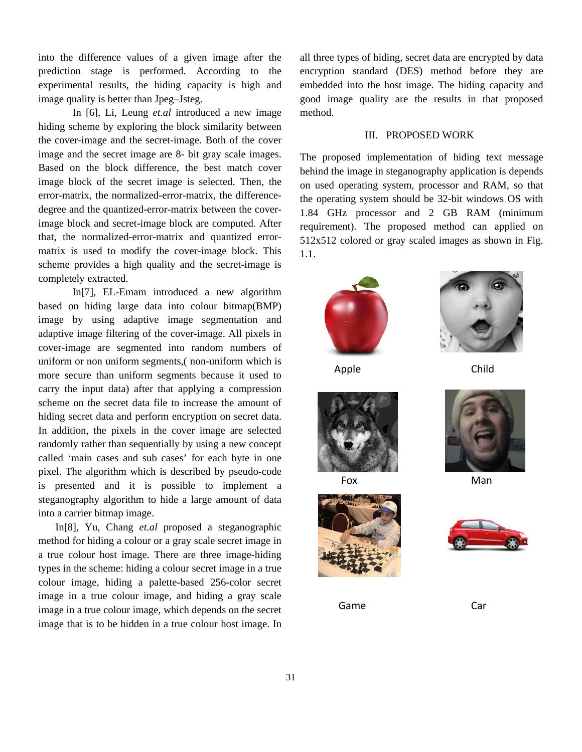into the difference values of a given image after the prediction stage is performed. According to the experimental results, the hiding capacity is high and image quality is better than Jpeg–Jsteg.

In [6], Li, Leung *et.al* introduced a new image hiding scheme by exploring the block similarity between the cover-image and the secret-image. Both of the cover image and the secret image are 8- bit gray scale images. Based on the block difference, the best match cover image block of the secret image is selected. Then, the error-matrix, the normalized-error-matrix, the difference-degree and the quantized-error-matrix between the cover-image block and secret-image block are computed. After that, the normalized-error-matrix and quantized error-matrix is used to modify the cover-image block. This scheme provides a high quality and the secret-image is completely extracted.

In[7], EL-Emam introduced a new algorithm based on hiding large data into colour bitmap(BMP) image by using adaptive image segmentation and adaptive image filtering of the cover-image. All pixels in cover-image are segmented into random numbers of uniform or non uniform segments,( non-uniform which is more secure than uniform segments because it used to carry the input data) after that applying a compression scheme on the secret data file to increase the amount of hiding secret data and perform encryption on secret data. In addition, the pixels in the cover image are selected randomly rather than sequentially by using a new concept called 'main cases and sub cases' for each byte in one pixel. The algorithm which is described by pseudo-code is presented and it is possible to implement a steganography algorithm to hide a large amount of data into a carrier bitmap image.

In[8], Yu, Chang *et.al* proposed a steganographic method for hiding a colour or a gray scale secret image in a true colour host image. There are three image-hiding types in the scheme: hiding a colour secret image in a true colour image, hiding a palette-based 256-color secret image in a true colour image, and hiding a gray scale image in a true colour image, which depends on the secret image that is to be hidden in a true colour host image. In all three types of hiding, secret data are encrypted by data encryption standard (DES) method before they are embedded into the host image. The hiding capacity and good image quality are the results in that proposed method.

## III. PROPOSED WORK

The proposed implementation of hiding text message behind the image in steganography application is depends on used operating system, processor and RAM, so that the operating system should be 32-bit windows OS with 1.84 GHz processor and 2 GB RAM (minimum requirement). The proposed method can applied on 512x512 colored or gray scaled images as shown in Fig. 1.1.

Apple

Child

Fox

Man

Game

Car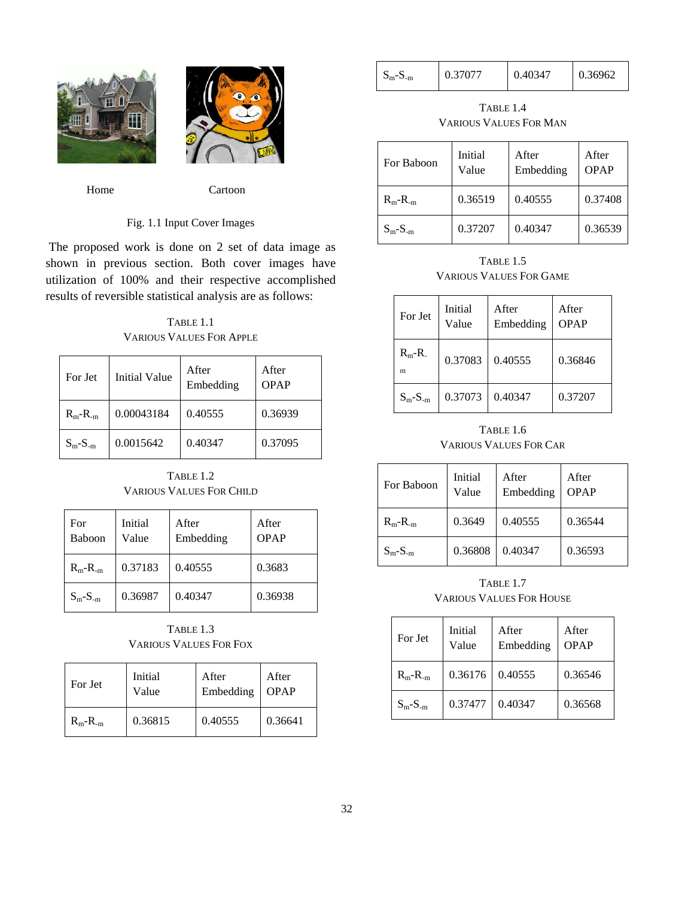Home Cartoon

Fig. 1.1 Input Cover Images

The proposed work is done on 2 set of data image as shown in previous section. Both cover images have utilization of 100% and their respective accomplished results of reversible statistical analysis are as follows:

TABLE 1.1
VARIOUS VALUES FOR APPLE

| For Jet | Initial Value | After Embedding | After OPAP |
|---|---|---|---|
| $R_m$-$R_{-m}$ | 0.00043184 | 0.40555 | 0.36939 |
| $S_m$-$S_{-m}$ | 0.0015642 | 0.40347 | 0.37095 |

TABLE 1.2
VARIOUS VALUES FOR CHILD

| For Baboon | Initial Value | After Embedding | After OPAP |
|---|---|---|---|
| $R_m$-$R_{-m}$ | 0.37183 | 0.40555 | 0.3683 |
| $S_m$-$S_{-m}$ | 0.36987 | 0.40347 | 0.36938 |

TABLE 1.3
VARIOUS VALUES FOR FOX

| For Jet | Initial Value | After Embedding | After OPAP |
|---|---|---|---|
| $R_m$-$R_{-m}$ | 0.36815 | 0.40555 | 0.36641 |
| $S_m$-$S_{-m}$ | 0.37077 | 0.40347 | 0.36962 |

TABLE 1.4
VARIOUS VALUES FOR MAN

| For Baboon | Initial Value | After Embedding | After OPAP |
|---|---|---|---|
| $R_m$-$R_{-m}$ | 0.36519 | 0.40555 | 0.37408 |
| $S_m$-$S_{-m}$ | 0.37207 | 0.40347 | 0.36539 |

TABLE 1.5
VARIOUS VALUES FOR GAME

| For Jet | Initial Value | After Embedding | After OPAP |
|---|---|---|---|
| $R_m$-$R_{-m}$ | 0.37083 | 0.40555 | 0.36846 |
| $S_m$-$S_{-m}$ | 0.37073 | 0.40347 | 0.37207 |

TABLE 1.6
VARIOUS VALUES FOR CAR

| For Baboon | Initial Value | After Embedding | After OPAP |
|---|---|---|---|
| $R_m$-$R_{-m}$ | 0.3649 | 0.40555 | 0.36544 |
| $S_m$-$S_{-m}$ | 0.36808 | 0.40347 | 0.36593 |

TABLE 1.7
VARIOUS VALUES FOR HOUSE

| For Jet | Initial Value | After Embedding | After OPAP |
|---|---|---|---|
| $R_m$-$R_{-m}$ | 0.36176 | 0.40555 | 0.36546 |
| $S_m$-$S_{-m}$ | 0.37477 | 0.40347 | 0.36568 |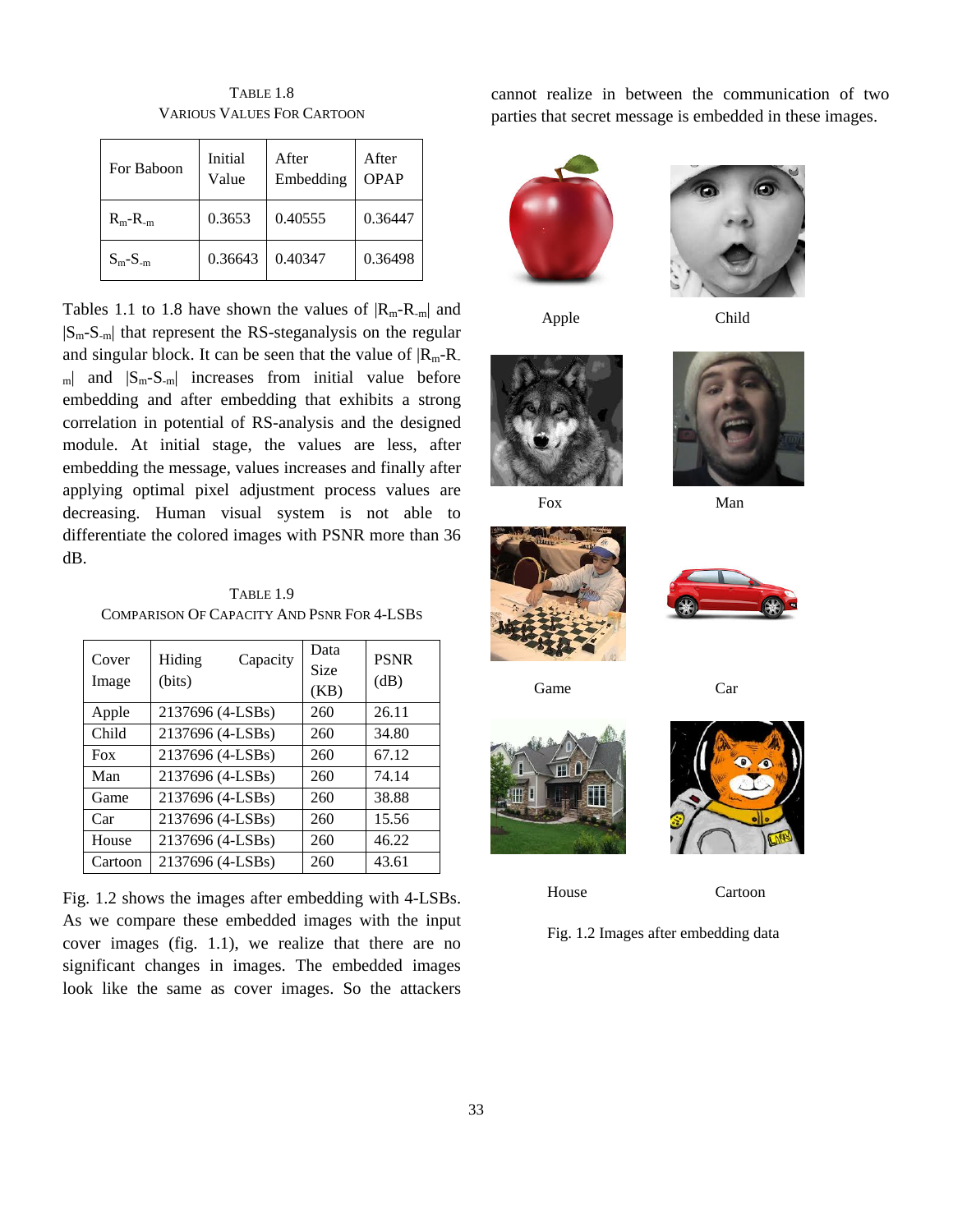TABLE 1.8
VARIOUS VALUES FOR CARTOON

| For Baboon | Initial Value | After Embedding | After OPAP |
|---|---|---|---|
| $R_m$-$R_{-m}$ | 0.3653 | 0.40555 | 0.36447 |
| $S_m$-$S_{-m}$ | 0.36643 | 0.40347 | 0.36498 |

Tables 1.1 to 1.8 have shown the values of $|R_m$-$R_{-m}|$ and $|S_m$-$S_{-m}|$ that represent the RS-steganalysis on the regular and singular block. It can be seen that the value of $|R_m$-$R_{-m}|$ and $|S_m$-$S_{-m}|$ increases from initial value before embedding and after embedding that exhibits a strong correlation in potential of RS-analysis and the designed module. At initial stage, the values are less, after embedding the message, values increases and finally after applying optimal pixel adjustment process values are decreasing. Human visual system is not able to differentiate the colored images with PSNR more than 36 dB.

TABLE 1.9
COMPARISON OF CAPACITY AND PSNR FOR 4-LSBS

| Cover Image | Hiding Capacity (bits) | Data Size (KB) | PSNR (dB) |
|---|---|---|---|
| Apple | 2137696 (4-LSBs) | 260 | 26.11 |
| Child | 2137696 (4-LSBs) | 260 | 34.80 |
| Fox | 2137696 (4-LSBs) | 260 | 67.12 |
| Man | 2137696 (4-LSBs) | 260 | 74.14 |
| Game | 2137696 (4-LSBs) | 260 | 38.88 |
| Car | 2137696 (4-LSBs) | 260 | 15.56 |
| House | 2137696 (4-LSBs) | 260 | 46.22 |
| Cartoon | 2137696 (4-LSBs) | 260 | 43.61 |

Fig. 1.2 shows the images after embedding with 4-LSBs. As we compare these embedded images with the input cover images (fig. 1.1), we realize that there are no significant changes in images. The embedded images look like the same as cover images. So the attackers cannot realize in between the communication of two parties that secret message is embedded in these images.

Apple Child

Fox Man

Game Car

House Cartoon

Fig. 1.2 Images after embedding data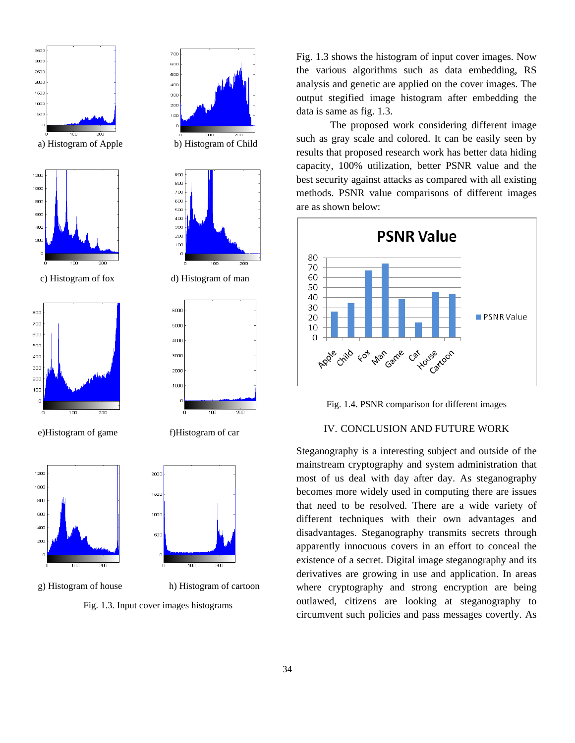a) Histogram of Apple

b) Histogram of Child

c) Histogram of fox

d) Histogram of man

e)Histogram of game

f)Histogram of car

g) Histogram of house

h) Histogram of cartoon

Fig. 1.3. Input cover images histograms

Fig. 1.3 shows the histogram of input cover images. Now the various algorithms such as data embedding, RS analysis and genetic are applied on the cover images. The output stegified image histogram after embedding the data is same as fig. 1.3.

The proposed work considering different image such as gray scale and colored. It can be easily seen by results that proposed research work has better data hiding capacity, 100% utilization, better PSNR value and the best security against attacks as compared with all existing methods. PSNR value comparisons of different images are as shown below:

Fig. 1.4. PSNR comparison for different images

## IV. CONCLUSION AND FUTURE WORK

Steganography is a interesting subject and outside of the mainstream cryptography and system administration that most of us deal with day after day. As steganography becomes more widely used in computing there are issues that need to be resolved. There are a wide variety of different techniques with their own advantages and disadvantages. Steganography transmits secrets through apparently innocuous covers in an effort to conceal the existence of a secret. Digital image steganography and its derivatives are growing in use and application. In areas where cryptography and strong encryption are being outlawed, citizens are looking at steganography to circumvent such policies and pass messages covertly. As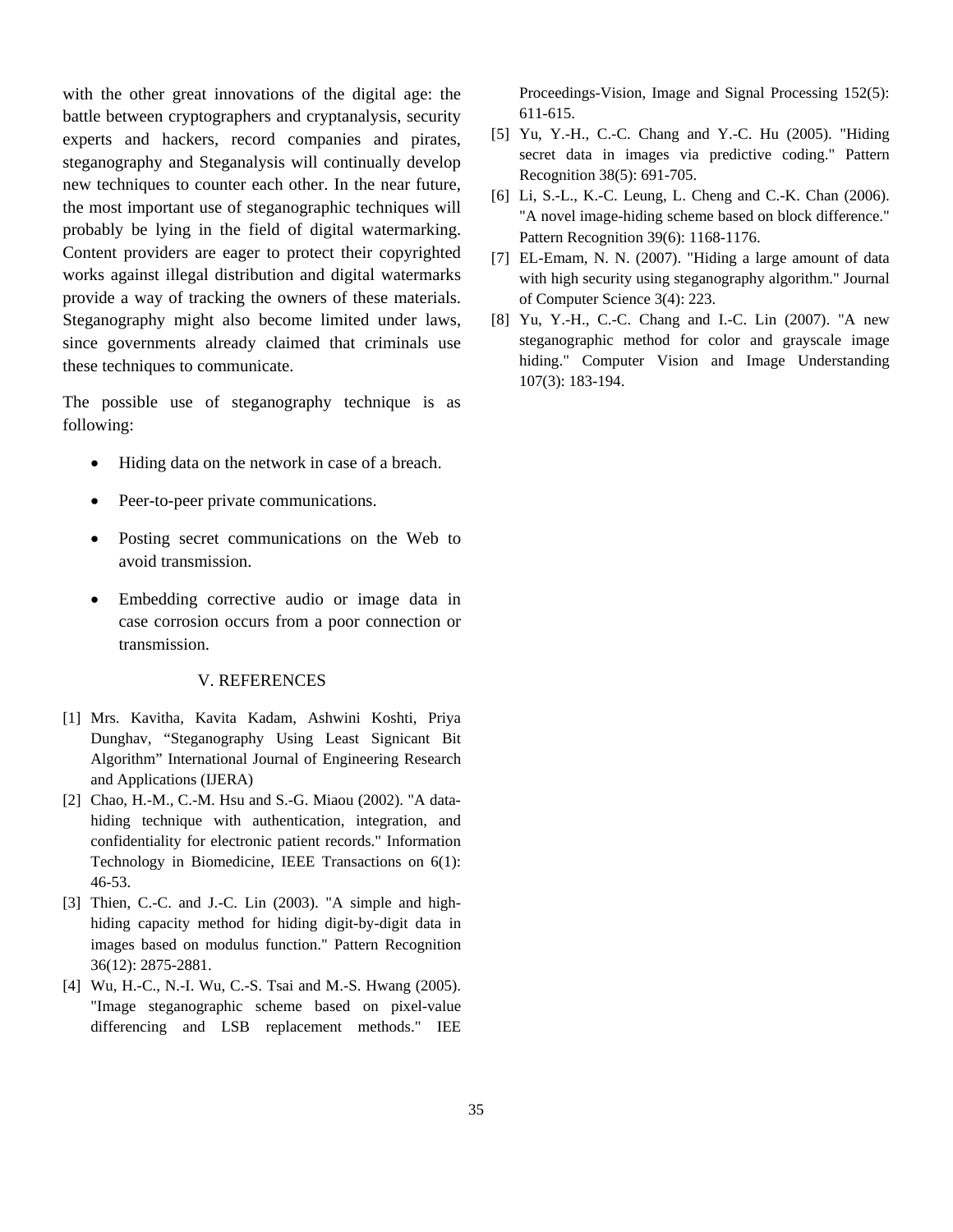with the other great innovations of the digital age: the battle between cryptographers and cryptanalysis, security experts and hackers, record companies and pirates, steganography and Steganalysis will continually develop new techniques to counter each other. In the near future, the most important use of steganographic techniques will probably be lying in the field of digital watermarking. Content providers are eager to protect their copyrighted works against illegal distribution and digital watermarks provide a way of tracking the owners of these materials. Steganography might also become limited under laws, since governments already claimed that criminals use these techniques to communicate.

The possible use of steganography technique is as following:

- Hiding data on the network in case of a breach.
- Peer-to-peer private communications.
- Posting secret communications on the Web to avoid transmission.
- Embedding corrective audio or image data in case corrosion occurs from a poor connection or transmission.

## V. REFERENCES

[1] Mrs. Kavitha, Kavita Kadam, Ashwini Koshti, Priya Dunghav, “Steganography Using Least Signicant Bit Algorithm” International Journal of Engineering Research and Applications (IJERA)

[2] Chao, H.-M., C.-M. Hsu and S.-G. Miaou (2002). "A data-hiding technique with authentication, integration, and confidentiality for electronic patient records." Information Technology in Biomedicine, IEEE Transactions on 6(1): 46-53.

[3] Thien, C.-C. and J.-C. Lin (2003). "A simple and high-hiding capacity method for hiding digit-by-digit data in images based on modulus function." Pattern Recognition 36(12): 2875-2881.

[4] Wu, H.-C., N.-I. Wu, C.-S. Tsai and M.-S. Hwang (2005). "Image steganographic scheme based on pixel-value differencing and LSB replacement methods." IEE Proceedings-Vision, Image and Signal Processing 152(5): 611-615.

[5] Yu, Y.-H., C.-C. Chang and Y.-C. Hu (2005). "Hiding secret data in images via predictive coding." Pattern Recognition 38(5): 691-705.

[6] Li, S.-L., K.-C. Leung, L. Cheng and C.-K. Chan (2006). "A novel image-hiding scheme based on block difference." Pattern Recognition 39(6): 1168-1176.

[7] EL-Emam, N. N. (2007). "Hiding a large amount of data with high security using steganography algorithm." Journal of Computer Science 3(4): 223.

[8] Yu, Y.-H., C.-C. Chang and I.-C. Lin (2007). "A new steganographic method for color and grayscale image hiding." Computer Vision and Image Understanding 107(3): 183-194.